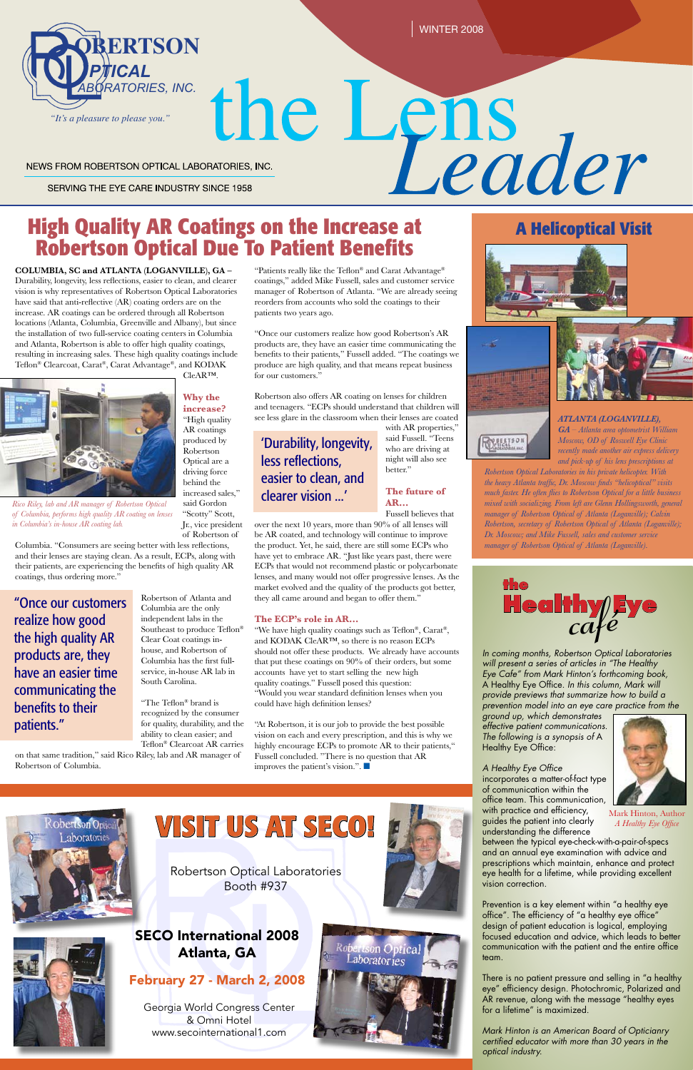ROBERTSON OPTICAL LABORATORIES, INC.

*"It's a pleasure to please you."*

WINTER 2008

# the Lens *Leader*

NEWS FROM ROBERTSON OPTICAL LABORATORIES, INC.

SERVING THE EYE CARE INDUSTRY SINCE 1958

## High Quality AR Coatings on the Increase at Robertson Optical Due To Patient Benefits

**COLUMBIA, SC and ATLANTA (LOGANVILLE), GA –** Durability, longevity, less reflections, easier to clean, and clearer vision is why representatives of Robertson Optical Laboratories have said that anti-reflective (AR) coating orders are on the increase. AR coatings can be ordered through all Robertson locations (Atlanta, Columbia, Greenville and Albany), but since the installation of two full-service coating centers in Columbia and Atlanta, Robertson is able to offer high quality coatings, resulting in increasing sales. These high quality coatings include Teflon® Clearcoat, Carat®, Carat Advantage®, and KODAK CleAR™.

*Rico Riley, lab and AR manager of Robertson Optical of Columbia, performs high quality AR coating on lenses in Columbia's in-house AR coating lab.*

**Why the increase?** "High quality AR coatings produced by Robertson Optical are a driving force behind the increased sales," said Gordon "Scotty" Scott, Jr., vice president of Robertson of Columbia. "Consumers are seeing better with less reflections, and their lenses are staying clean. As a result, ECPs, along with their patients, are experiencing the benefits of high quality AR coatings, thus ordering more."

"Once our customers realize how good the high quality AR products are, they have an easier time communicating the benefits to their patients."

Robertson of Atlanta and Columbia are the only independent labs in the Southeast to produce Teflon® Clear Coat coatings in-house, and Robertson of Columbia has the first full-service, in-house AR lab in South Carolina.

"The Teflon® brand is recognized by the consumer for quality, durability, and the ability to clean easier; and Teflon® Clearcoat AR carries on that same tradition," said Rico Riley, lab and AR manager of Robertson of Columbia.

"Patients really like the Teflon® and Carat Advantage® coatings," added Mike Fussell, sales and customer service manager of Robertson of Atlanta. "We are already seeing reorders from accounts who sold the coatings to their patients two years ago.

"Once our customers realize how good Robertson's AR products are, they have an easier time communicating the benefits to their patients," Fussell added. "The coatings we produce are high quality, and that means repeat business for our customers."

Robertson also offers AR coating on lenses for children and teenagers. "ECPs should understand that children will see less glare in the classroom when their lenses are coated with AR properties," said Fussell. "Teens who are driving at night will also see better."

'Durability, longevity, less reflections, easier to clean, and clearer vision ...'

**The future of AR...** Fussell believes that over the next 10 years, more than 90% of all lenses will be AR coated, and technology will continue to improve the product. Yet, he said, there are still some ECPs who have yet to embrace AR. "Just like years past, there were ECPs that would not recommend plastic or polycarbonate lenses, and many would not offer progressive lenses. As the market evolved and the quality of the products got better, they all came around and began to offer them."

**The ECP's role in AR...** "We have high quality coatings such as Teflon®, Carat®, and KODAK CleAR™, so there is no reason ECPs should not offer these products. We already have accounts that put these coatings on 90% of their orders, but some accounts have yet to start selling the new high quality coatings." Fussell posed this question: "Would you wear standard definition lenses when you could have high definition lenses?

"At Robertson, it is our job to provide the best possible vision on each and every prescription, and this is why we highly encourage ECPs to promote AR to their patients," Fussell concluded. "There is no question that AR improves the patient's vision.". ■

## A Helicoptical Visit

*ATLANTA (LOGANVILLE), GA – Atlanta area optometrist William Moscow, OD of Roswell Eye Clinic recently made another air express delivery and pick-up of his lens prescriptions at Robertson Optical Laboratories in his private helicopter. With the heavy Atlanta traffic, Dr. Moscow finds "helicoptical" visits much faster. He often flies to Robertson Optical for a little business mixed with socializing. From left are Glenn Hollingsworth, general manager of Robertson Optical of Atlanta (Loganville); Calvin Robertson, secretary of Robertson Optical of Atlanta (Loganville); Dr. Moscow; and Mike Fussell, sales and customer service manager of Robertson Optical of Atlanta (Loganville).*

## the Healthy Eye café

*In coming months, Robertson Optical Laboratories will present a series of articles in "The Healthy Eye Cafe" from Mark Hinton's forthcoming book,* A Healthy Eye Office. *In this column, Mark will provide previews that summarize how to build a prevention model into an eye care practice from the ground up, which demonstrates effective patient communications. The following is a synopsis of* A Healthy Eye Office:

*Mark Hinton, Author*
*A Healthy Eye Office*

*A Healthy Eye Office* incorporates a matter-of-fact type of communication within the office team. This communication, with practice and efficiency, guides the patient into clearly understanding the difference between the typical eye-check-with-a-pair-of-specs and an annual eye examination with advice and prescriptions which maintain, enhance and protect eye health for a lifetime, while providing excellent vision correction.

Prevention is a key element within "a healthy eye office". The efficiency of "a healthy eye office" design of patient education is logical, employing focused education and advice, which leads to better communication with the patient and the entire office team.

There is no patient pressure and selling in "a healthy eye" efficiency design. Photochromic, Polarized and AR revenue, along with the message "healthy eyes for a lifetime" is maximized.

*Mark Hinton is an American Board of Opticiary certified educator with more than 30 years in the optical industry.*

## VISIT US AT SECO!

Robertson Optical Laboratories
Booth #937

**SECO International 2008**
**Atlanta, GA**

**February 27 - March 2, 2008**

Georgia World Congress Center
& Omni Hotel
www.secointernational1.com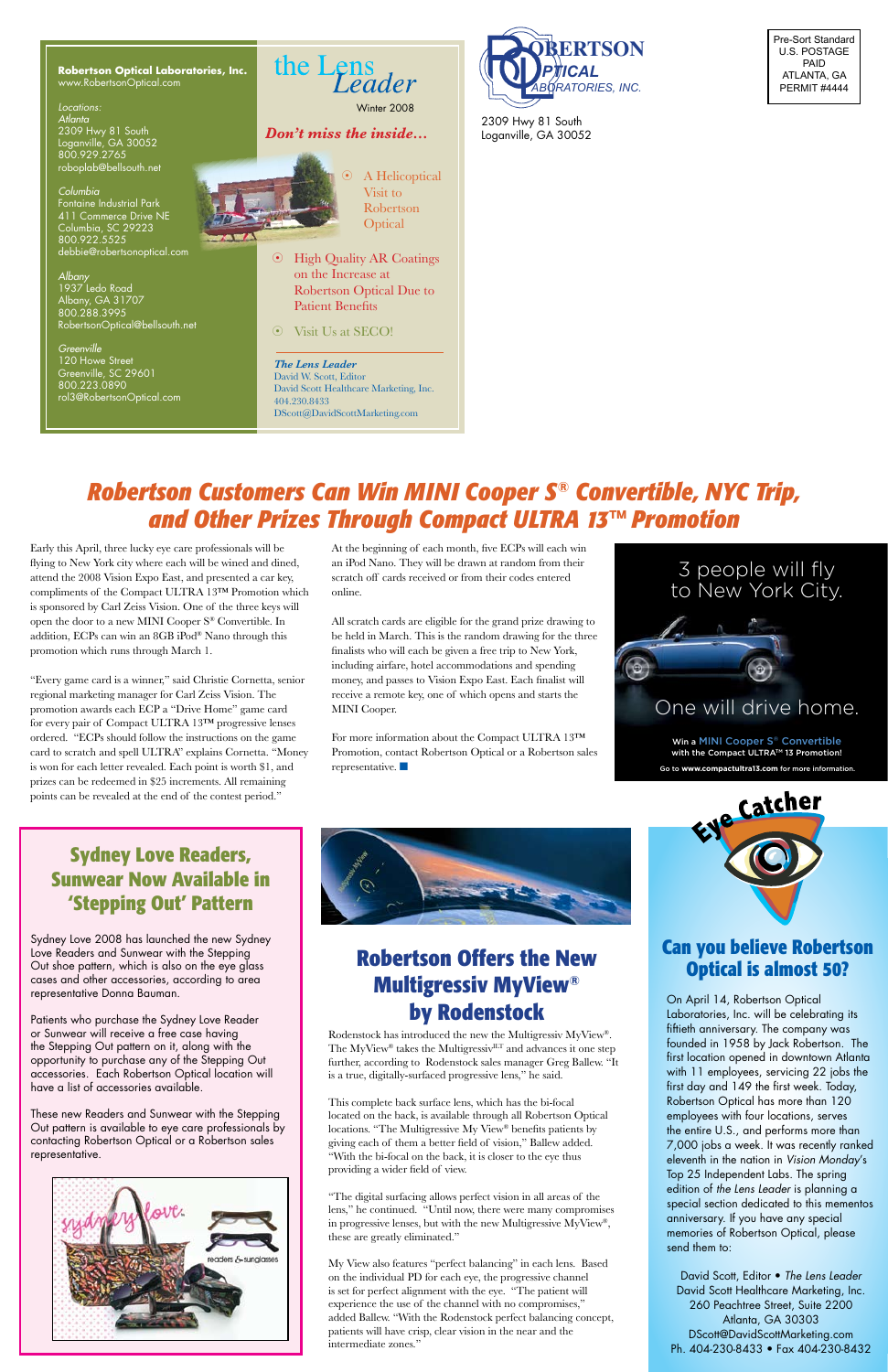**Robertson Optical Laboratories, Inc.**
www.RobertsonOptical.com

*Locations:*

*Atlanta*
2309 Hwy 81 South
Loganville, GA 30052
800.929.2765
roboplab@bellsouth.net

*Columbia*
Fontaine Industrial Park
411 Commerce Drive NE
Columbia, SC 29223
800.922.5525
debbie@robertsonoptical.com

*Albany*
1937 Ledo Road
Albany, GA 31707
800.288.3995
RobertsonOptical@bellsouth.net

*Greenville*
120 Howe Street
Greenville, SC 29601
800.223.0890
rol3@RobertsonOptical.com

# the Lens Leader

Winter 2008

***Don't miss the inside...***

- A Helicopitcal Visit to Robertson Optical
- High Quality AR Coatings on the Increase at Robertson Optical Due to Patient Benefits
- Visit Us at SECO!

***The Lens Leader***
David W. Scott, Editor
David Scott Healthcare Marketing, Inc.
404.230.8433
DScott@DavidScottMarketing.com

ROBERTSON OPTICAL LABORATORIES, INC.

2309 Hwy 81 South
Loganville, GA 30052

Pre-Sort Standard
U.S. POSTAGE
PAID
ATLANTA, GA
PERMIT #4444

## *Robertson Customers Can Win MINI Cooper S® Convertible, NYC Trip, and Other Prizes Through Compact ULTRA 13™ Promotion*

Early this April, three lucky eye care professionals will be flying to New York city where each will be wined and dined, attend the 2008 Vision Expo East, and presented a car key, compliments of the Compact ULTRA 13™ Promotion which is sponsored by Carl Zeiss Vision. One of the three keys will open the door to a new MINI Cooper S® Convertible. In addition, ECPs can win an 8GB iPod® Nano through this promotion which runs through March 1.

"Every game card is a winner," said Christie Cornetta, senior regional marketing manager for Carl Zeiss Vision. The promotion awards each ECP a "Drive Home" game card for every pair of Compact ULTRA 13™ progressive lenses ordered. "ECPs should follow the instructions on the game card to scratch and spell ULTRA" explains Cornetta. "Money is won for each letter revealed. Each point is worth $1, and prizes can be redeemed in $25 increments. All remaining points can be revealed at the end of the contest period."

At the beginning of each month, five ECPs will each win an iPod Nano. They will be drawn at random from their scratch off cards received or from their codes entered online.

All scratch cards are eligible for the grand prize drawing to be held in March. This is the random drawing for the three finalists who will each be given a free trip to New York, including airfare, hotel accommodations and spending money, and passes to Vision Expo East. Each finalist will receive a remote key, one of which opens and starts the MINI Cooper.

For more information about the Compact ULTRA 13™ Promotion, contact Robertson Optical or a Robertson sales representative. ■

3 people will fly to New York City.

One will drive home.

Win a MINI Cooper S® Convertible with the Compact ULTRA™ 13 Promotion!

Go to **www.compactultra13.com** for more information.

## Sydney Love Readers, Sunwear Now Available in 'Stepping Out' Pattern

Sydney Love 2008 has launched the new Sydney Love Readers and Sunwear with the Stepping Out shoe pattern, which is also on the eye glass cases and other accessories, according to area representative Donna Bauman.

Patients who purchase the Sydney Love Reader or Sunwear will receive a free case having the Stepping Out pattern on it, along with the opportunity to purchase any of the Stepping Out accessories. Each Robertson Optical location will have a list of accessories available.

These new Readers and Sunwear with the Stepping Out pattern is available to eye care professionals by contacting Robertson Optical or a Robertson sales representative.

sydney love. readers & sunglasses

## Robertson Offers the New Multigressiv MyView® by Rodenstock

Rodenstock has introduced the new the Multigressiv MyView®. The MyView® takes the Multigressiv[ILT] and advances it one step further, according to Rodenstock sales manager Greg Ballew. "It is a true, digitally-surfaced progressive lens," he said.

This complete back surface lens, which has the bi-focal located on the back, is available through all Robertson Optical locations. "The Multigressive My View® benefits patients by giving each of them a better field of vision," Ballew added. "With the bi-focal on the back, it is closer to the eye thus providing a wider field of view.

"The digital surfacing allows perfect vision in all areas of the lens," he continued. "Until now, there were many compromises in progressive lenses, but with the new Multigressive MyView®, these are greatly eliminated."

My View also features "perfect balancing" in each lens. Based on the individual PD for each eye, the progressive channel is set for perfect alignment with the eye. "The patient will experience the use of the channel with no compromises," added Ballew. "With the Rodenstock perfect balancing concept, patients will have crisp, clear vision in the near and the intermediate zones."

Eye Catcher

## Can you believe Robertson Optical is almost 50?

On April 14, Robertson Optical Laboratories, Inc. will be celebrating its fiftieth anniversary. The company was founded in 1958 by Jack Robertson. The first location opened in downtown Atlanta with 11 employees, servicing 22 jobs the first day and 149 the first week. Today, Robertson Optical has more than 120 employees with four locations, serves the entire U.S., and performs more than 7,000 jobs a week. It was recently ranked eleventh in the nation in *Vision Monday*'s Top 25 Independent Labs. The spring edition of *the Lens Leader* is planning a special section dedicated to this mementos anniversary. If you have any special memories of Robertson Optical, please send them to:

David Scott, Editor • *The Lens Leader*
David Scott Healthcare Marketing, Inc.
260 Peachtree Street, Suite 2200
Atlanta, GA 30303
DScott@DavidScottMarketing.com
Ph. 404-230-8433 • Fax 404-230-8432